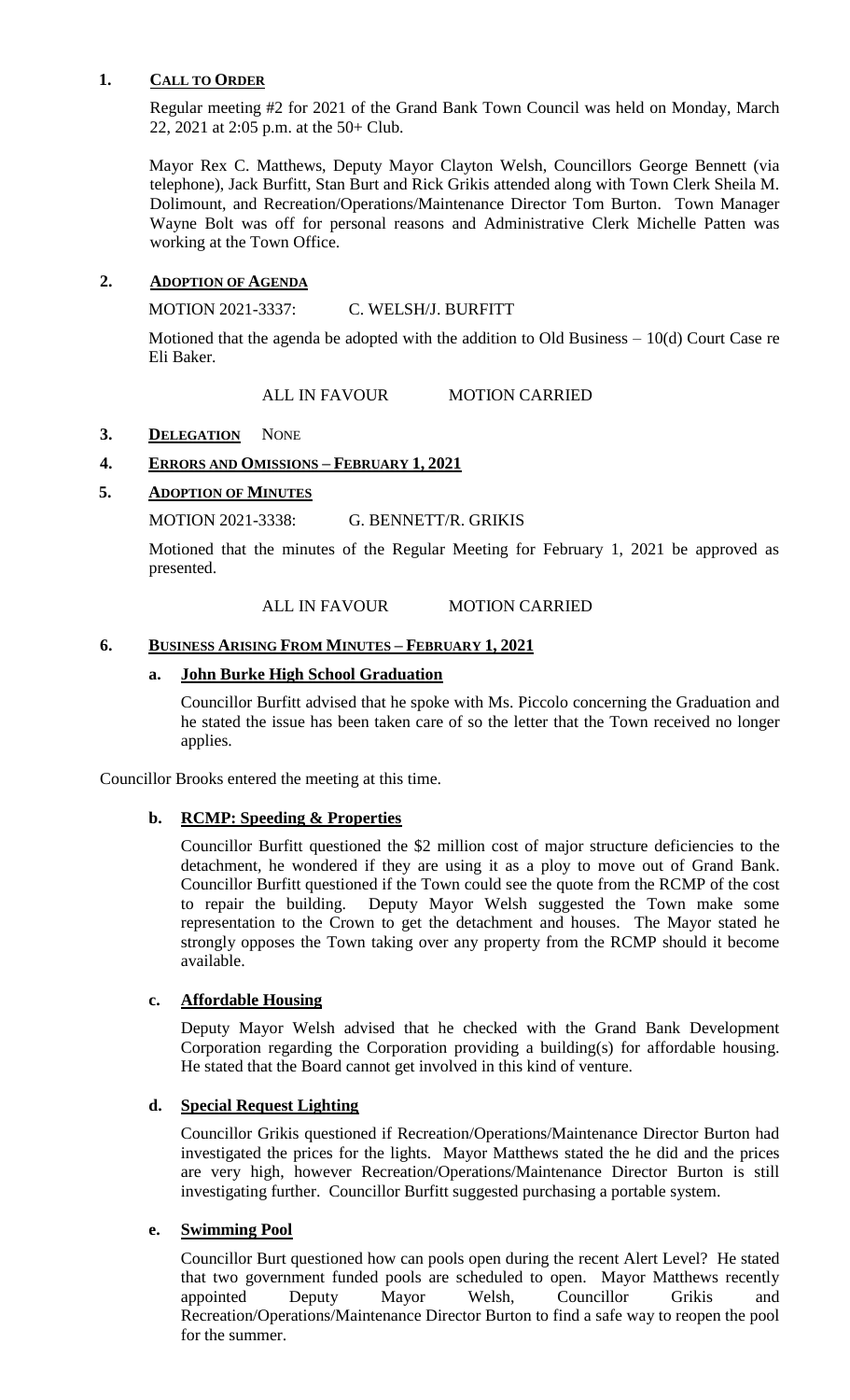## 1. CALL TO ORDER

Regular meeting #2 for 2021 of the Grand Bank Town Council was held on Monday, March 22, 2021 at 2:05 p.m. at the 50+ Club.

Mayor Rex C. Matthews, Deputy Mayor Clayton Welsh, Councillors George Bennett (via telephone), Jack Burfitt, Stan Burt and Rick Grikis attended along with Town Clerk Sheila M. Dolimount, and Recreation/Operations/Maintenance Director Tom Burton. Town Manager Wayne Bolt was off for personal reasons and Administrative Clerk Michelle Patten was working at the Town Office.

## 2. ADOPTION OF AGENDA

MOTION 2021-3337: C. WELSH/J. BURFITT

Motioned that the agenda be adopted with the addition to Old Business – 10(d) Court Case re Eli Baker.

ALL IN FAVOUR MOTION CARRIED

## 3. DELEGATION NONE

## 4. ERRORS AND OMISSIONS – FEBRUARY 1, 2021

## 5. ADOPTION OF MINUTES

MOTION 2021-3338: G. BENNETT/R. GRIKIS

Motioned that the minutes of the Regular Meeting for February 1, 2021 be approved as presented.

ALL IN FAVOUR MOTION CARRIED

## 6. BUSINESS ARISING FROM MINUTES – FEBRUARY 1, 2021

### a. John Burke High School Graduation

Councillor Burfitt advised that he spoke with Ms. Piccolo concerning the Graduation and he stated the issue has been taken care of so the letter that the Town received no longer applies.

Councillor Brooks entered the meeting at this time.

### b. RCMP: Speeding & Properties

Councillor Burfitt questioned the $2 million cost of major structure deficiencies to the detachment, he wondered if they are using it as a ploy to move out of Grand Bank. Councillor Burfitt questioned if the Town could see the quote from the RCMP of the cost to repair the building. Deputy Mayor Welsh suggested the Town make some representation to the Crown to get the detachment and houses. The Mayor stated he strongly opposes the Town taking over any property from the RCMP should it become available.

### c. Affordable Housing

Deputy Mayor Welsh advised that he checked with the Grand Bank Development Corporation regarding the Corporation providing a building(s) for affordable housing. He stated that the Board cannot get involved in this kind of venture.

### d. Special Request Lighting

Councillor Grikis questioned if Recreation/Operations/Maintenance Director Burton had investigated the prices for the lights. Mayor Matthews stated the he did and the prices are very high, however Recreation/Operations/Maintenance Director Burton is still investigating further. Councillor Burfitt suggested purchasing a portable system.

### e. Swimming Pool

Councillor Burt questioned how can pools open during the recent Alert Level? He stated that two government funded pools are scheduled to open. Mayor Matthews recently appointed Deputy Mayor Welsh, Councillor Grikis and Recreation/Operations/Maintenance Director Burton to find a safe way to reopen the pool for the summer.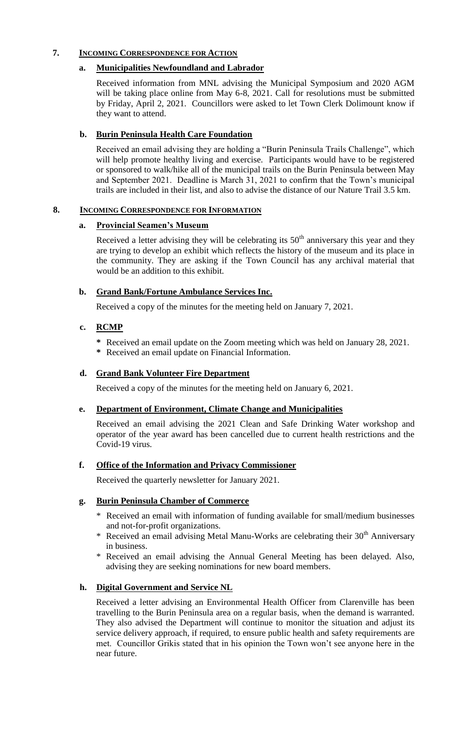## 7. INCOMING CORRESPONDENCE FOR ACTION

### a. Municipalities Newfoundland and Labrador

Received information from MNL advising the Municipal Symposium and 2020 AGM will be taking place online from May 6-8, 2021. Call for resolutions must be submitted by Friday, April 2, 2021. Councillors were asked to let Town Clerk Dolimount know if they want to attend.

### b. Burin Peninsula Health Care Foundation

Received an email advising they are holding a "Burin Peninsula Trails Challenge", which will help promote healthy living and exercise. Participants would have to be registered or sponsored to walk/hike all of the municipal trails on the Burin Peninsula between May and September 2021. Deadline is March 31, 2021 to confirm that the Town's municipal trails are included in their list, and also to advise the distance of our Nature Trail 3.5 km.

## 8. INCOMING CORRESPONDENCE FOR INFORMATION

### a. Provincial Seamen's Museum

Received a letter advising they will be celebrating its 50th anniversary this year and they are trying to develop an exhibit which reflects the history of the museum and its place in the community. They are asking if the Town Council has any archival material that would be an addition to this exhibit.

### b. Grand Bank/Fortune Ambulance Services Inc.

Received a copy of the minutes for the meeting held on January 7, 2021.

### c. RCMP

- Received an email update on the Zoom meeting which was held on January 28, 2021.
- Received an email update on Financial Information.

### d. Grand Bank Volunteer Fire Department

Received a copy of the minutes for the meeting held on January 6, 2021.

### e. Department of Environment, Climate Change and Municipalities

Received an email advising the 2021 Clean and Safe Drinking Water workshop and operator of the year award has been cancelled due to current health restrictions and the Covid-19 virus.

### f. Office of the Information and Privacy Commissioner

Received the quarterly newsletter for January 2021.

### g. Burin Peninsula Chamber of Commerce

- Received an email with information of funding available for small/medium businesses and not-for-profit organizations.
- Received an email advising Metal Manu-Works are celebrating their 30th Anniversary in business.
- Received an email advising the Annual General Meeting has been delayed. Also, advising they are seeking nominations for new board members.

### h. Digital Government and Service NL

Received a letter advising an Environmental Health Officer from Clarenville has been travelling to the Burin Peninsula area on a regular basis, when the demand is warranted. They also advised the Department will continue to monitor the situation and adjust its service delivery approach, if required, to ensure public health and safety requirements are met. Councillor Grikis stated that in his opinion the Town won't see anyone here in the near future.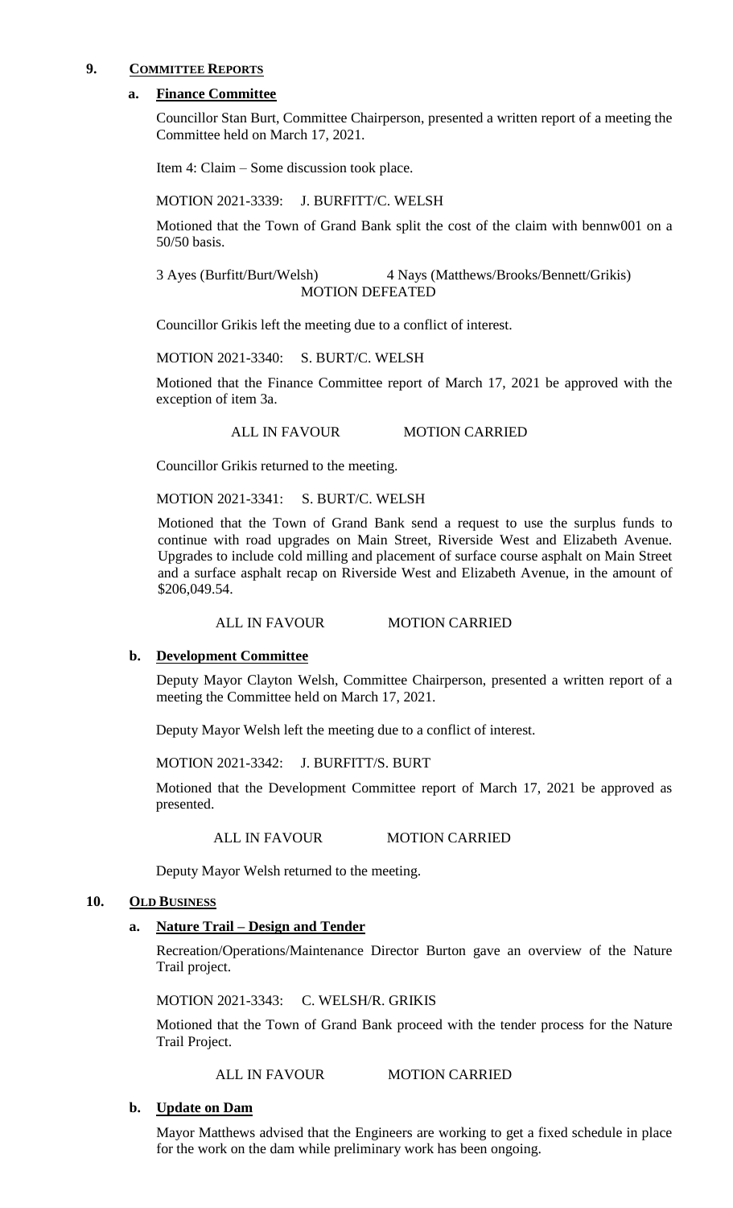## 9. COMMITTEE REPORTS

### a. Finance Committee

Councillor Stan Burt, Committee Chairperson, presented a written report of a meeting the Committee held on March 17, 2021.

Item 4: Claim – Some discussion took place.

MOTION 2021-3339: J. BURFITT/C. WELSH

Motioned that the Town of Grand Bank split the cost of the claim with bennw001 on a 50/50 basis.

3 Ayes (Burfitt/Burt/Welsh) 4 Nays (Matthews/Brooks/Bennett/Grikis)
MOTION DEFEATED

Councillor Grikis left the meeting due to a conflict of interest.

MOTION 2021-3340: S. BURT/C. WELSH

Motioned that the Finance Committee report of March 17, 2021 be approved with the exception of item 3a.

ALL IN FAVOUR MOTION CARRIED

Councillor Grikis returned to the meeting.

MOTION 2021-3341: S. BURT/C. WELSH

Motioned that the Town of Grand Bank send a request to use the surplus funds to continue with road upgrades on Main Street, Riverside West and Elizabeth Avenue. Upgrades to include cold milling and placement of surface course asphalt on Main Street and a surface asphalt recap on Riverside West and Elizabeth Avenue, in the amount of $206,049.54.

ALL IN FAVOUR MOTION CARRIED

### b. Development Committee

Deputy Mayor Clayton Welsh, Committee Chairperson, presented a written report of a meeting the Committee held on March 17, 2021.

Deputy Mayor Welsh left the meeting due to a conflict of interest.

MOTION 2021-3342: J. BURFITT/S. BURT

Motioned that the Development Committee report of March 17, 2021 be approved as presented.

ALL IN FAVOUR MOTION CARRIED

Deputy Mayor Welsh returned to the meeting.

## 10. OLD BUSINESS

### a. Nature Trail – Design and Tender

Recreation/Operations/Maintenance Director Burton gave an overview of the Nature Trail project.

MOTION 2021-3343: C. WELSH/R. GRIKIS

Motioned that the Town of Grand Bank proceed with the tender process for the Nature Trail Project.

ALL IN FAVOUR MOTION CARRIED

### b. Update on Dam

Mayor Matthews advised that the Engineers are working to get a fixed schedule in place for the work on the dam while preliminary work has been ongoing.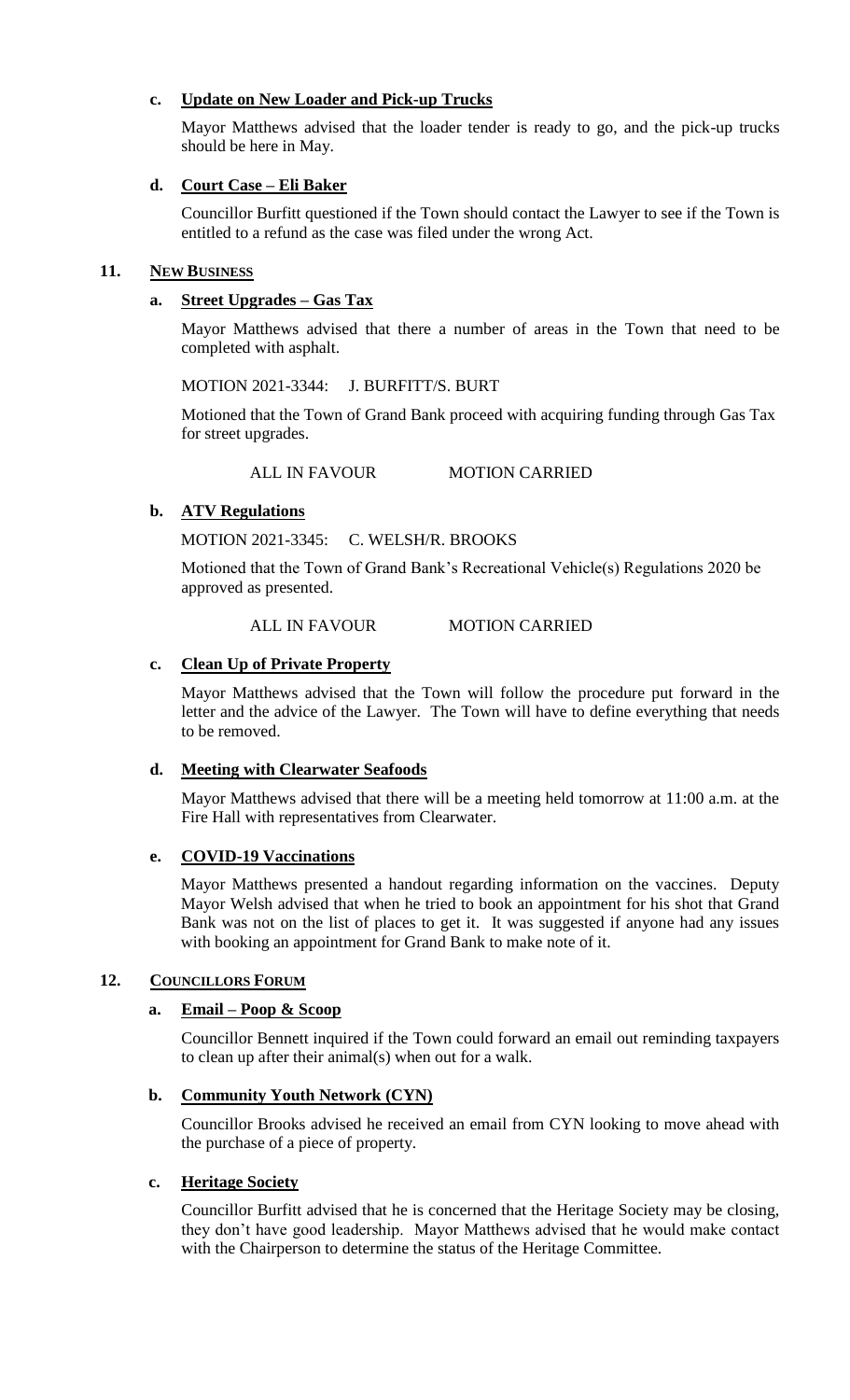**c. Update on New Loader and Pick-up Trucks**

Mayor Matthews advised that the loader tender is ready to go, and the pick-up trucks should be here in May.

**d. Court Case – Eli Baker**

Councillor Burfitt questioned if the Town should contact the Lawyer to see if the Town is entitled to a refund as the case was filed under the wrong Act.

## 11. NEW BUSINESS

**a. Street Upgrades – Gas Tax**

Mayor Matthews advised that there a number of areas in the Town that need to be completed with asphalt.

MOTION 2021-3344: J. BURFITT/S. BURT

Motioned that the Town of Grand Bank proceed with acquiring funding through Gas Tax for street upgrades.

ALL IN FAVOUR MOTION CARRIED

**b. ATV Regulations**

MOTION 2021-3345: C. WELSH/R. BROOKS

Motioned that the Town of Grand Bank's Recreational Vehicle(s) Regulations 2020 be approved as presented.

ALL IN FAVOUR MOTION CARRIED

**c. Clean Up of Private Property**

Mayor Matthews advised that the Town will follow the procedure put forward in the letter and the advice of the Lawyer. The Town will have to define everything that needs to be removed.

**d. Meeting with Clearwater Seafoods**

Mayor Matthews advised that there will be a meeting held tomorrow at 11:00 a.m. at the Fire Hall with representatives from Clearwater.

**e. COVID-19 Vaccinations**

Mayor Matthews presented a handout regarding information on the vaccines. Deputy Mayor Welsh advised that when he tried to book an appointment for his shot that Grand Bank was not on the list of places to get it. It was suggested if anyone had any issues with booking an appointment for Grand Bank to make note of it.

## 12. COUNCILLORS FORUM

**a. Email – Poop & Scoop**

Councillor Bennett inquired if the Town could forward an email out reminding taxpayers to clean up after their animal(s) when out for a walk.

**b. Community Youth Network (CYN)**

Councillor Brooks advised he received an email from CYN looking to move ahead with the purchase of a piece of property.

**c. Heritage Society**

Councillor Burfitt advised that he is concerned that the Heritage Society may be closing, they don't have good leadership. Mayor Matthews advised that he would make contact with the Chairperson to determine the status of the Heritage Committee.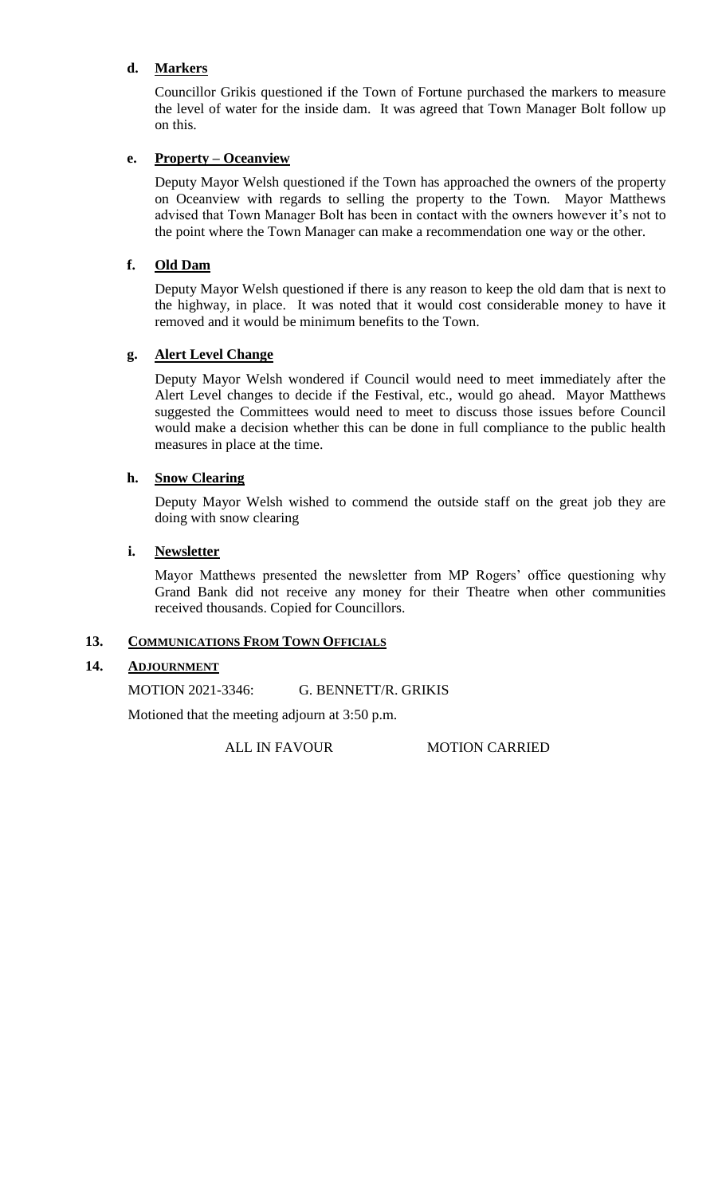**d. Markers**

Councillor Grikis questioned if the Town of Fortune purchased the markers to measure the level of water for the inside dam. It was agreed that Town Manager Bolt follow up on this.

**e. Property – Oceanview**

Deputy Mayor Welsh questioned if the Town has approached the owners of the property on Oceanview with regards to selling the property to the Town. Mayor Matthews advised that Town Manager Bolt has been in contact with the owners however it's not to the point where the Town Manager can make a recommendation one way or the other.

**f. Old Dam**

Deputy Mayor Welsh questioned if there is any reason to keep the old dam that is next to the highway, in place. It was noted that it would cost considerable money to have it removed and it would be minimum benefits to the Town.

**g. Alert Level Change**

Deputy Mayor Welsh wondered if Council would need to meet immediately after the Alert Level changes to decide if the Festival, etc., would go ahead. Mayor Matthews suggested the Committees would need to meet to discuss those issues before Council would make a decision whether this can be done in full compliance to the public health measures in place at the time.

**h. Snow Clearing**

Deputy Mayor Welsh wished to commend the outside staff on the great job they are doing with snow clearing

**i. Newsletter**

Mayor Matthews presented the newsletter from MP Rogers' office questioning why Grand Bank did not receive any money for their Theatre when other communities received thousands. Copied for Councillors.

## 13. COMMUNICATIONS FROM TOWN OFFICIALS

## 14. ADJOURNMENT

MOTION 2021-3346: G. BENNETT/R. GRIKIS

Motioned that the meeting adjourn at 3:50 p.m.

ALL IN FAVOUR MOTION CARRIED